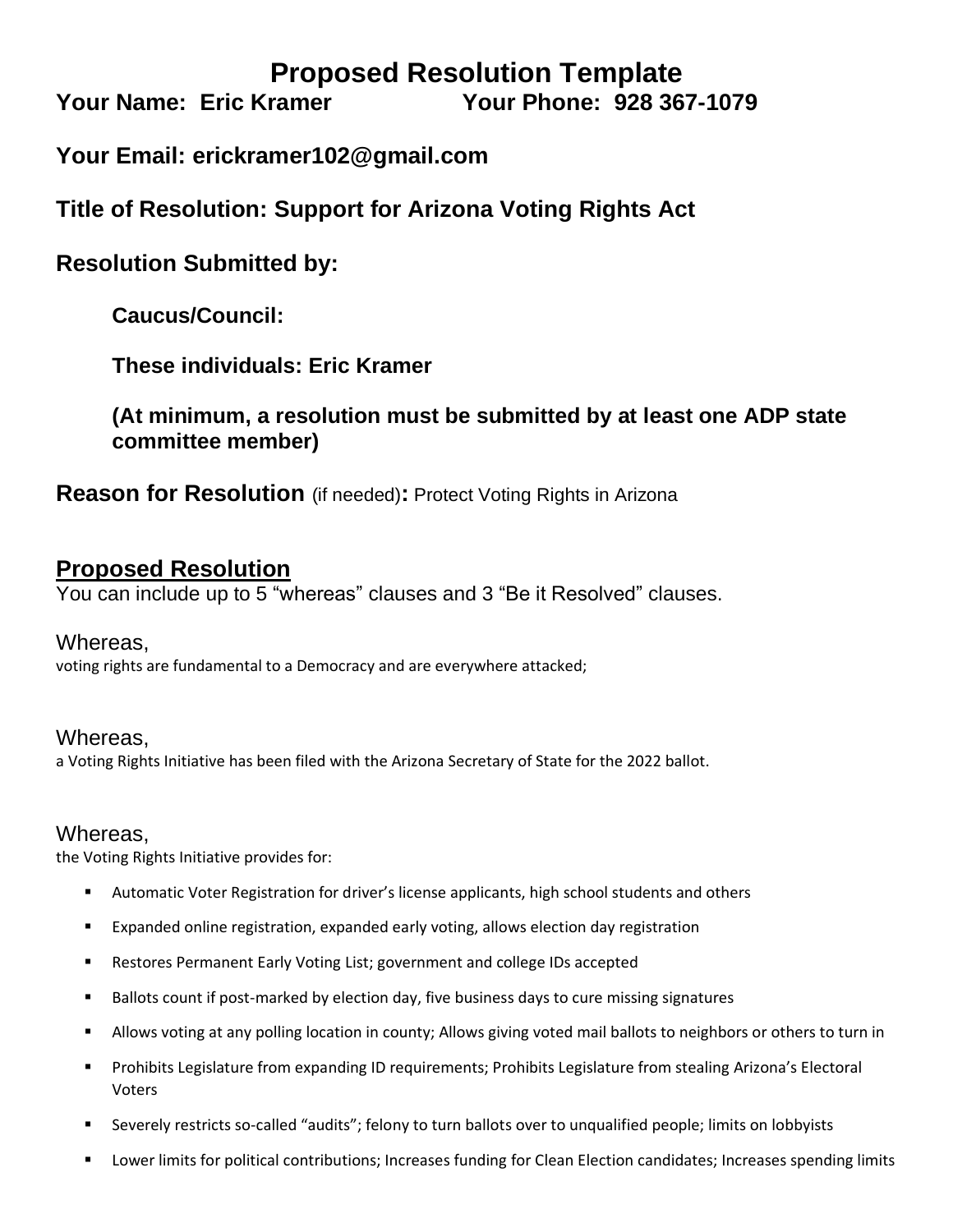# Proposed Resolution Template

**Your Name: Eric Kramer** **Your Phone: 928 367-1079**

**Your Email: erickramer102@gmail.com**

## Title of Resolution: Support for Arizona Voting Rights Act

## Resolution Submitted by:

**Caucus/Council:**

**These individuals: Eric Kramer**

**(At minimum, a resolution must be submitted by at least one ADP state committee member)**

**Reason for Resolution** (if needed)**:** Protect Voting Rights in Arizona

## Proposed Resolution

You can include up to 5 "whereas" clauses and 3 "Be it Resolved" clauses.

Whereas,
voting rights are fundamental to a Democracy and are everywhere attacked;

Whereas,
a Voting Rights Initiative has been filed with the Arizona Secretary of State for the 2022 ballot.

Whereas,
the Voting Rights Initiative provides for:

- Automatic Voter Registration for driver's license applicants, high school students and others
- Expanded online registration, expanded early voting, allows election day registration
- Restores Permanent Early Voting List; government and college IDs accepted
- Ballots count if post-marked by election day, five business days to cure missing signatures
- Allows voting at any polling location in county; Allows giving voted mail ballots to neighbors or others to turn in
- Prohibits Legislature from expanding ID requirements; Prohibits Legislature from stealing Arizona's Electoral Voters
- Severely restricts so-called "audits"; felony to turn ballots over to unqualified people; limits on lobbyists
- Lower limits for political contributions; Increases funding for Clean Election candidates; Increases spending limits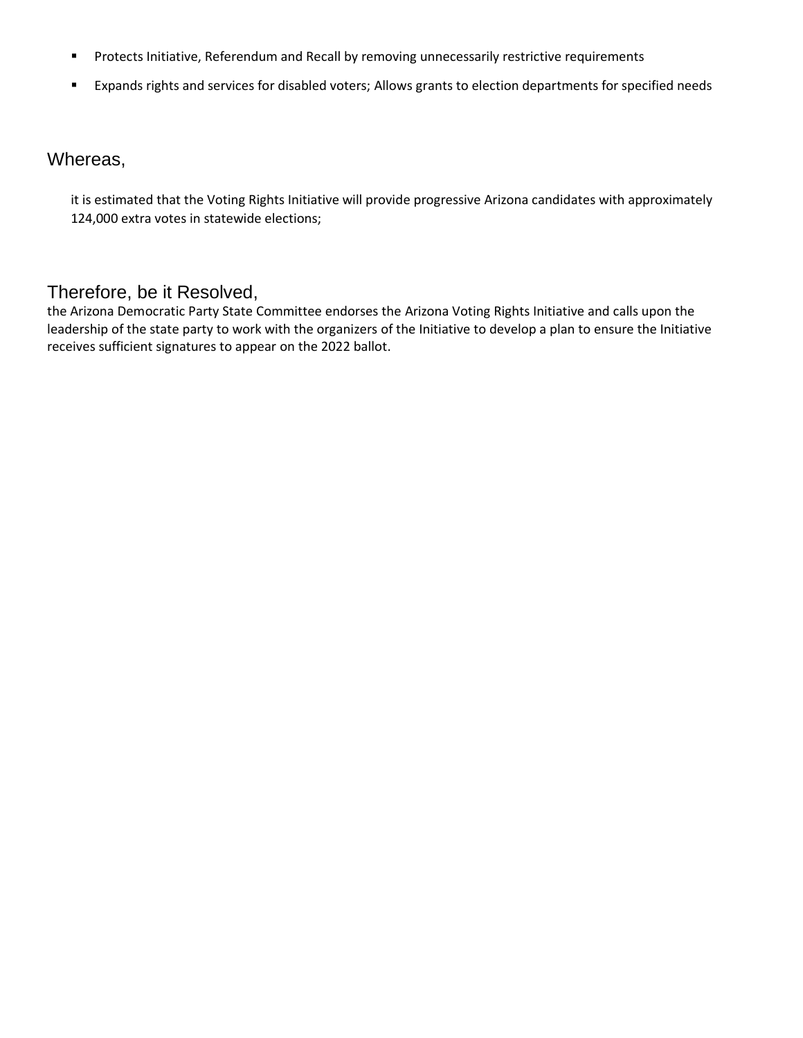- Protects Initiative, Referendum and Recall by removing unnecessarily restrictive requirements
- Expands rights and services for disabled voters; Allows grants to election departments for specified needs

## Whereas,

it is estimated that the Voting Rights Initiative will provide progressive Arizona candidates with approximately 124,000 extra votes in statewide elections;

## Therefore, be it Resolved,

the Arizona Democratic Party State Committee endorses the Arizona Voting Rights Initiative and calls upon the leadership of the state party to work with the organizers of the Initiative to develop a plan to ensure the Initiative receives sufficient signatures to appear on the 2022 ballot.